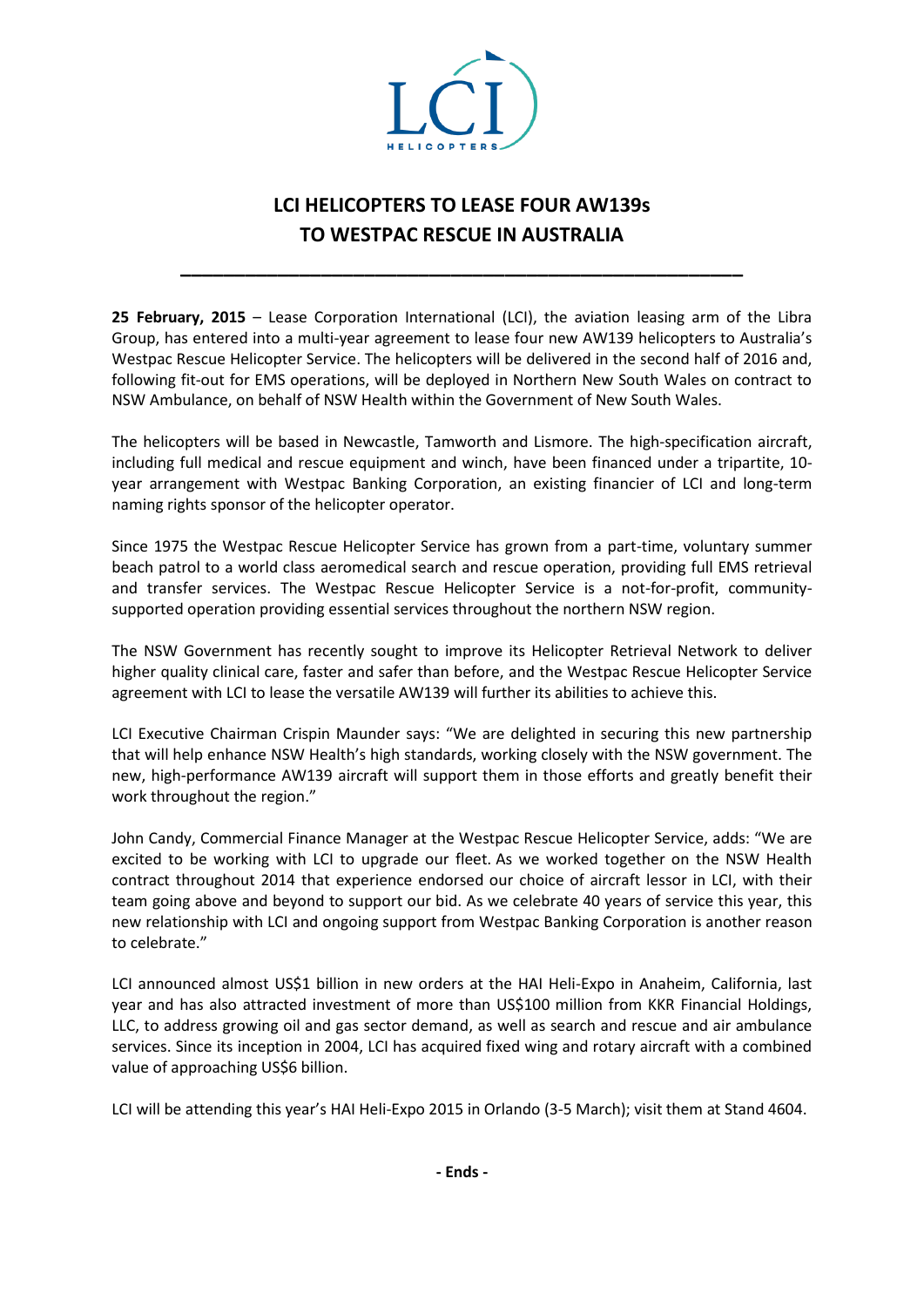# LCI HELICOPTERS TO LEASE FOUR AW139s TO WESTPAC RESCUE IN AUSTRALIA

---

**25 February, 2015** – Lease Corporation International (LCI), the aviation leasing arm of the Libra Group, has entered into a multi-year agreement to lease four new AW139 helicopters to Australia's Westpac Rescue Helicopter Service. The helicopters will be delivered in the second half of 2016 and, following fit-out for EMS operations, will be deployed in Northern New South Wales on contract to NSW Ambulance, on behalf of NSW Health within the Government of New South Wales.

The helicopters will be based in Newcastle, Tamworth and Lismore. The high-specification aircraft, including full medical and rescue equipment and winch, have been financed under a tripartite, 10-year arrangement with Westpac Banking Corporation, an existing financier of LCI and long-term naming rights sponsor of the helicopter operator.

Since 1975 the Westpac Rescue Helicopter Service has grown from a part-time, voluntary summer beach patrol to a world class aeromedical search and rescue operation, providing full EMS retrieval and transfer services. The Westpac Rescue Helicopter Service is a not-for-profit, community-supported operation providing essential services throughout the northern NSW region.

The NSW Government has recently sought to improve its Helicopter Retrieval Network to deliver higher quality clinical care, faster and safer than before, and the Westpac Rescue Helicopter Service agreement with LCI to lease the versatile AW139 will further its abilities to achieve this.

LCI Executive Chairman Crispin Maunder says: "We are delighted in securing this new partnership that will help enhance NSW Health's high standards, working closely with the NSW government. The new, high-performance AW139 aircraft will support them in those efforts and greatly benefit their work throughout the region."

John Candy, Commercial Finance Manager at the Westpac Rescue Helicopter Service, adds: "We are excited to be working with LCI to upgrade our fleet. As we worked together on the NSW Health contract throughout 2014 that experience endorsed our choice of aircraft lessor in LCI, with their team going above and beyond to support our bid. As we celebrate 40 years of service this year, this new relationship with LCI and ongoing support from Westpac Banking Corporation is another reason to celebrate."

LCI announced almost US$1 billion in new orders at the HAI Heli-Expo in Anaheim, California, last year and has also attracted investment of more than US$100 million from KKR Financial Holdings, LLC, to address growing oil and gas sector demand, as well as search and rescue and air ambulance services. Since its inception in 2004, LCI has acquired fixed wing and rotary aircraft with a combined value of approaching US$6 billion.

LCI will be attending this year's HAI Heli-Expo 2015 in Orlando (3-5 March); visit them at Stand 4604.

**- Ends -**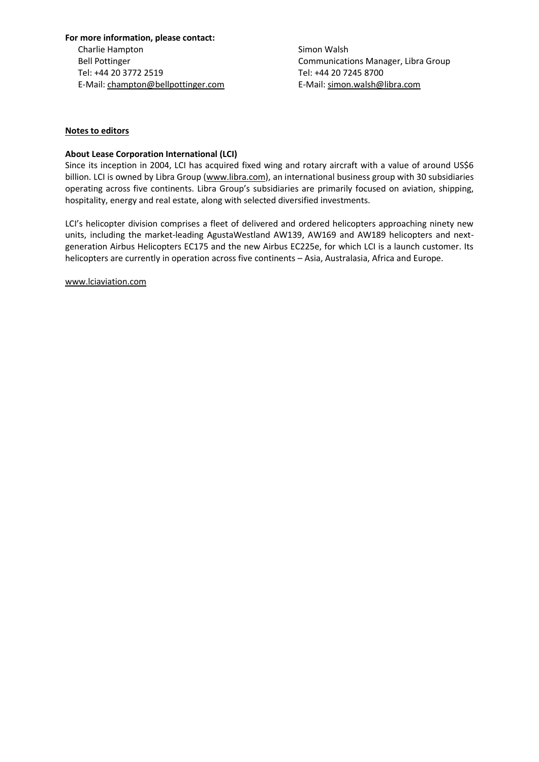**For more information, please contact:**

Charlie Hampton
Bell Pottinger
Tel: +44 20 3772 2519
E-Mail: champton@bellpottinger.com

Simon Walsh
Communications Manager, Libra Group
Tel: +44 20 7245 8700
E-Mail: simon.walsh@libra.com

**Notes to editors**

**About Lease Corporation International (LCI)**

Since its inception in 2004, LCI has acquired fixed wing and rotary aircraft with a value of around US$6 billion. LCI is owned by Libra Group (www.libra.com), an international business group with 30 subsidiaries operating across five continents. Libra Group's subsidiaries are primarily focused on aviation, shipping, hospitality, energy and real estate, along with selected diversified investments.

LCI's helicopter division comprises a fleet of delivered and ordered helicopters approaching ninety new units, including the market-leading AgustaWestland AW139, AW169 and AW189 helicopters and next-generation Airbus Helicopters EC175 and the new Airbus EC225e, for which LCI is a launch customer. Its helicopters are currently in operation across five continents – Asia, Australasia, Africa and Europe.

www.lciaviation.com